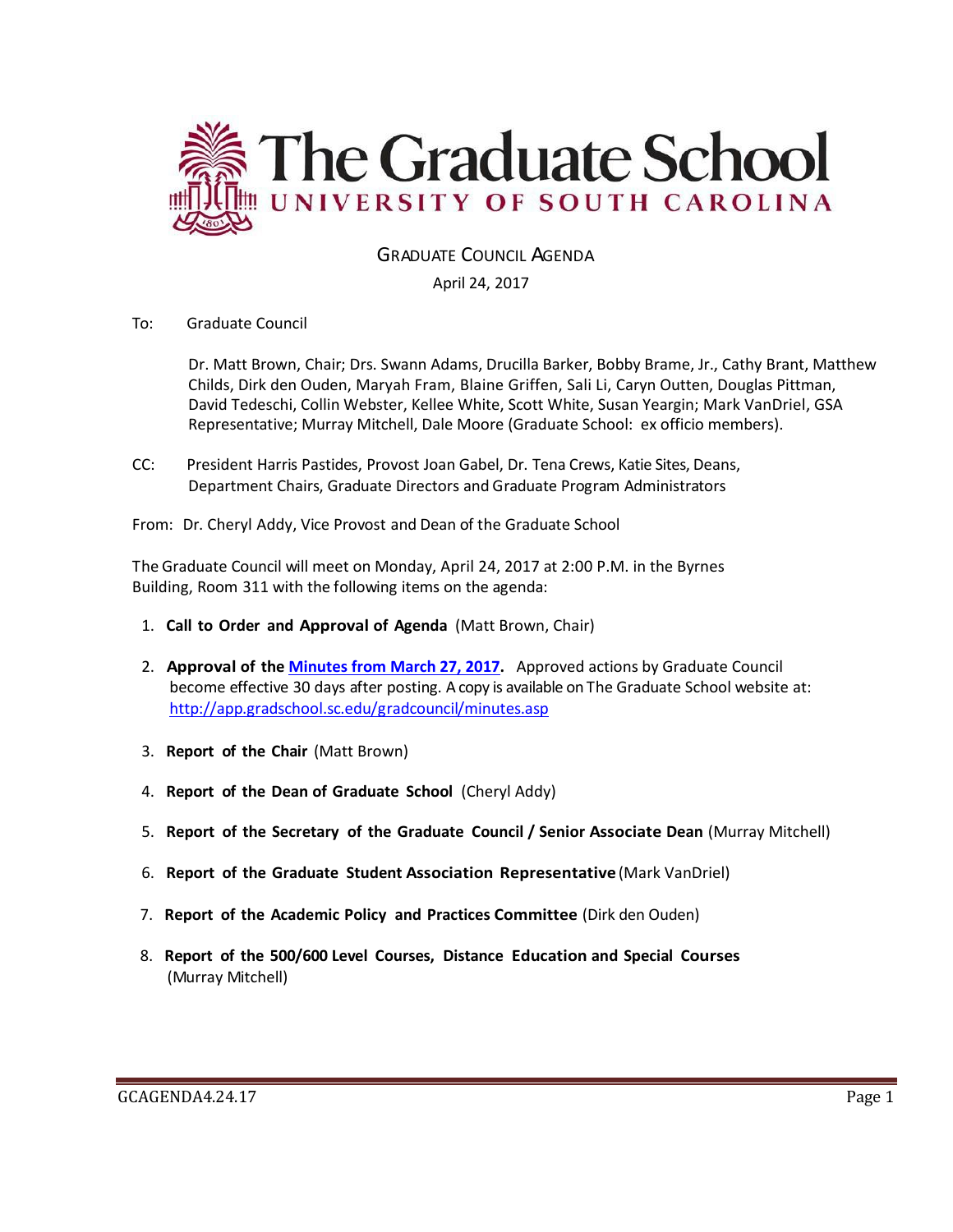# The Graduate School
## UNIVERSITY OF SOUTH CAROLINA

GRADUATE COUNCIL AGENDA

April 24, 2017

To: Graduate Council

Dr. Matt Brown, Chair; Drs. Swann Adams, Drucilla Barker, Bobby Brame, Jr., Cathy Brant, Matthew Childs, Dirk den Ouden, Maryah Fram, Blaine Griffen, Sali Li, Caryn Outten, Douglas Pittman, David Tedeschi, Collin Webster, Kellee White, Scott White, Susan Yeargin; Mark VanDriel, GSA Representative; Murray Mitchell, Dale Moore (Graduate School: ex officio members).

CC: President Harris Pastides, Provost Joan Gabel, Dr. Tena Crews, Katie Sites, Deans, Department Chairs, Graduate Directors and Graduate Program Administrators

From: Dr. Cheryl Addy, Vice Provost and Dean of the Graduate School

The Graduate Council will meet on Monday, April 24, 2017 at 2:00 P.M. in the Byrnes Building, Room 311 with the following items on the agenda:

1. **Call to Order and Approval of Agenda** (Matt Brown, Chair)
2. **Approval of the Minutes from March 27, 2017.** Approved actions by Graduate Council become effective 30 days after posting. A copy is available on The Graduate School website at: http://app.gradschool.sc.edu/gradcouncil/minutes.asp
3. **Report of the Chair** (Matt Brown)
4. **Report of the Dean of Graduate School** (Cheryl Addy)
5. **Report of the Secretary of the Graduate Council / Senior Associate Dean** (Murray Mitchell)
6. **Report of the Graduate Student Association Representative** (Mark VanDriel)
7. **Report of the Academic Policy and Practices Committee** (Dirk den Ouden)
8. **Report of the 500/600 Level Courses, Distance Education and Special Courses** (Murray Mitchell)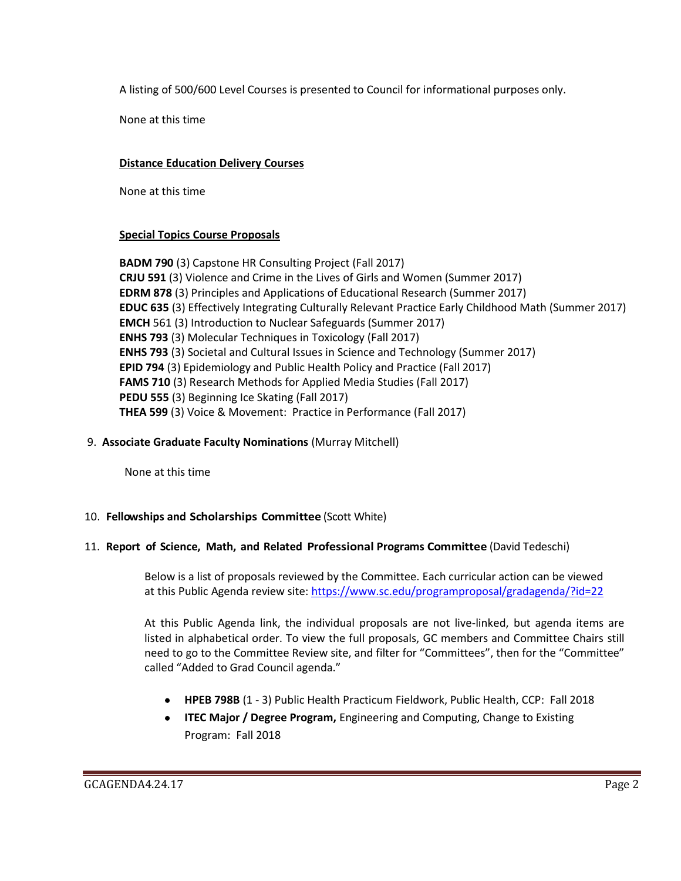A listing of 500/600 Level Courses is presented to Council for informational purposes only.

None at this time

**Distance Education Delivery Courses**

None at this time

**Special Topics Course Proposals**

**BADM 790** (3) Capstone HR Consulting Project (Fall 2017)
**CRJU 591** (3) Violence and Crime in the Lives of Girls and Women (Summer 2017)
**EDRM 878** (3) Principles and Applications of Educational Research (Summer 2017)
**EDUC 635** (3) Effectively Integrating Culturally Relevant Practice Early Childhood Math (Summer 2017)
**EMCH** 561 (3) Introduction to Nuclear Safeguards (Summer 2017)
**ENHS 793** (3) Molecular Techniques in Toxicology (Fall 2017)
**ENHS 793** (3) Societal and Cultural Issues in Science and Technology (Summer 2017)
**EPID 794** (3) Epidemiology and Public Health Policy and Practice (Fall 2017)
**FAMS 710** (3) Research Methods for Applied Media Studies (Fall 2017)
**PEDU 555** (3) Beginning Ice Skating (Fall 2017)
**THEA 599** (3) Voice & Movement: Practice in Performance (Fall 2017)

9. **Associate Graduate Faculty Nominations** (Murray Mitchell)

None at this time

10. **Fellowships and Scholarships Committee** (Scott White)

11. **Report of Science, Math, and Related Professional Programs Committee** (David Tedeschi)

Below is a list of proposals reviewed by the Committee. Each curricular action can be viewed at this Public Agenda review site: https://www.sc.edu/programproposal/gradagenda/?id=22

At this Public Agenda link, the individual proposals are not live-linked, but agenda items are listed in alphabetical order. To view the full proposals, GC members and Committee Chairs still need to go to the Committee Review site, and filter for "Committees", then for the "Committee" called "Added to Grad Council agenda."

- **HPEB 798B** (1 - 3) Public Health Practicum Fieldwork, Public Health, CCP: Fall 2018
- **ITEC Major / Degree Program,** Engineering and Computing, Change to Existing Program: Fall 2018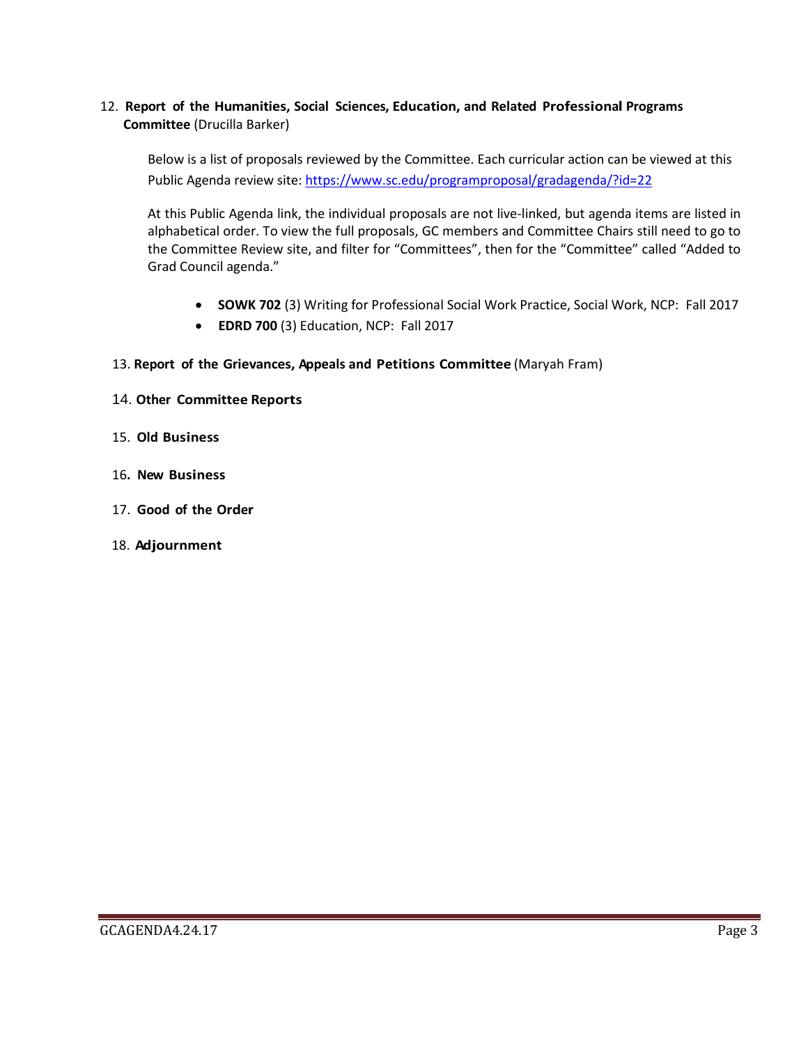12. **Report of the Humanities, Social Sciences, Education, and Related Professional Programs Committee** (Drucilla Barker)

    Below is a list of proposals reviewed by the Committee. Each curricular action can be viewed at this Public Agenda review site: https://www.sc.edu/programproposal/gradagenda/?id=22

    At this Public Agenda link, the individual proposals are not live-linked, but agenda items are listed in alphabetical order. To view the full proposals, GC members and Committee Chairs still need to go to the Committee Review site, and filter for "Committees", then for the "Committee" called "Added to Grad Council agenda."

    - **SOWK 702** (3) Writing for Professional Social Work Practice, Social Work, NCP: Fall 2017
    - **EDRD 700** (3) Education, NCP: Fall 2017

13. **Report of the Grievances, Appeals and Petitions Committee** (Maryah Fram)

14. **Other Committee Reports**

15. **Old Business**

16. **New Business**

17. **Good of the Order**

18. **Adjournment**